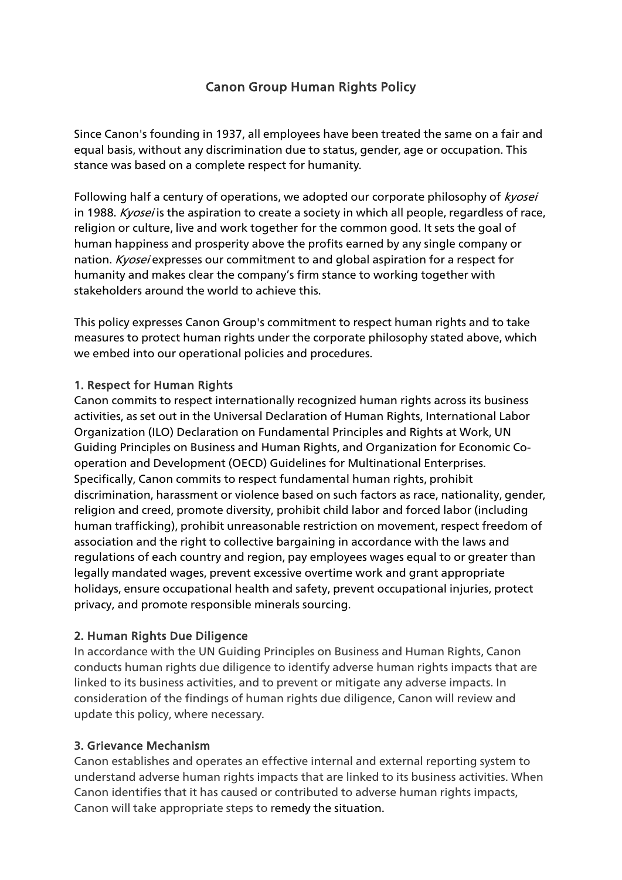# Canon Group Human Rights Policy

Since Canon's founding in 1937, all employees have been treated the same on a fair and equal basis, without any discrimination due to status, gender, age or occupation. This stance was based on a complete respect for humanity.

Following half a century of operations, we adopted our corporate philosophy of *kyosei* in 1988. *Kyosei* is the aspiration to create a society in which all people, regardless of race, religion or culture, live and work together for the common good. It sets the goal of human happiness and prosperity above the profits earned by any single company or nation. *Kyosei* expresses our commitment to and global aspiration for a respect for humanity and makes clear the company's firm stance to working together with stakeholders around the world to achieve this.

This policy expresses Canon Group's commitment to respect human rights and to take measures to protect human rights under the corporate philosophy stated above, which we embed into our operational policies and procedures.

## 1. Respect for Human Rights

Canon commits to respect internationally recognized human rights across its business activities, as set out in the Universal Declaration of Human Rights, International Labor Organization (ILO) Declaration on Fundamental Principles and Rights at Work, UN Guiding Principles on Business and Human Rights, and Organization for Economic Co-operation and Development (OECD) Guidelines for Multinational Enterprises. Specifically, Canon commits to respect fundamental human rights, prohibit discrimination, harassment or violence based on such factors as race, nationality, gender, religion and creed, promote diversity, prohibit child labor and forced labor (including human trafficking), prohibit unreasonable restriction on movement, respect freedom of association and the right to collective bargaining in accordance with the laws and regulations of each country and region, pay employees wages equal to or greater than legally mandated wages, prevent excessive overtime work and grant appropriate holidays, ensure occupational health and safety, prevent occupational injuries, protect privacy, and promote responsible minerals sourcing.

## 2. Human Rights Due Diligence

In accordance with the UN Guiding Principles on Business and Human Rights, Canon conducts human rights due diligence to identify adverse human rights impacts that are linked to its business activities, and to prevent or mitigate any adverse impacts. In consideration of the findings of human rights due diligence, Canon will review and update this policy, where necessary.

## 3. Grievance Mechanism

Canon establishes and operates an effective internal and external reporting system to understand adverse human rights impacts that are linked to its business activities. When Canon identifies that it has caused or contributed to adverse human rights impacts, Canon will take appropriate steps to remedy the situation.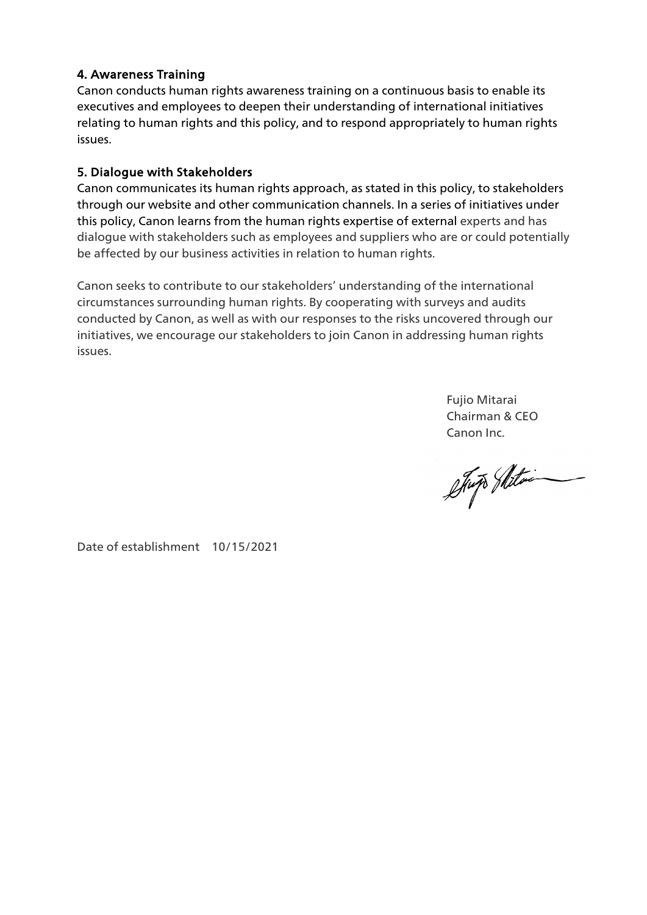## 4. Awareness Training

Canon conducts human rights awareness training on a continuous basis to enable its executives and employees to deepen their understanding of international initiatives relating to human rights and this policy, and to respond appropriately to human rights issues.

## 5. Dialogue with Stakeholders

Canon communicates its human rights approach, as stated in this policy, to stakeholders through our website and other communication channels. In a series of initiatives under this policy, Canon learns from the human rights expertise of external experts and has dialogue with stakeholders such as employees and suppliers who are or could potentially be affected by our business activities in relation to human rights.

Canon seeks to contribute to our stakeholders' understanding of the international circumstances surrounding human rights. By cooperating with surveys and audits conducted by Canon, as well as with our responses to the risks uncovered through our initiatives, we encourage our stakeholders to join Canon in addressing human rights issues.

Fujio Mitarai
Chairman & CEO
Canon Inc.

Date of establishment 10/15/2021